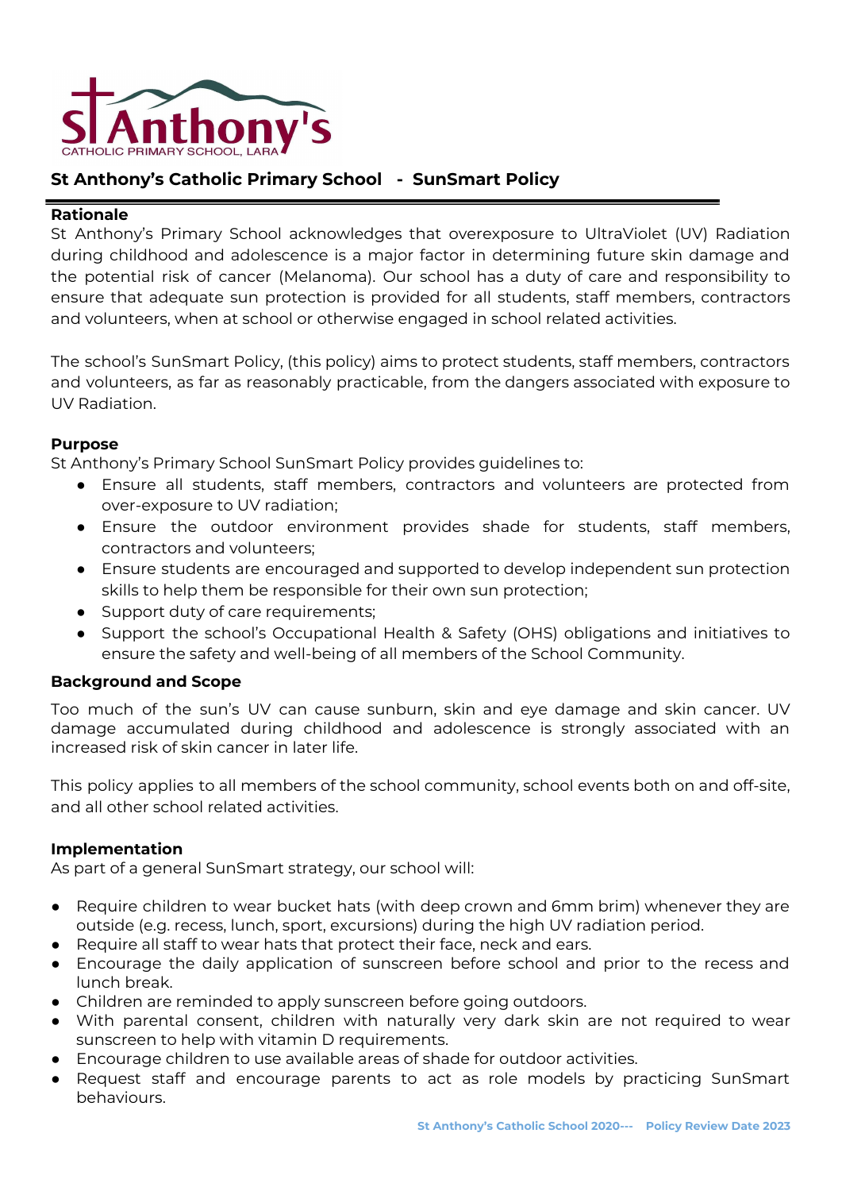# St Anthony's Catholic Primary School - SunSmart Policy

## Rationale

St Anthony's Primary School acknowledges that overexposure to UltraViolet (UV) Radiation during childhood and adolescence is a major factor in determining future skin damage and the potential risk of cancer (Melanoma). Our school has a duty of care and responsibility to ensure that adequate sun protection is provided for all students, staff members, contractors and volunteers, when at school or otherwise engaged in school related activities.

The school's SunSmart Policy, (this policy) aims to protect students, staff members, contractors and volunteers, as far as reasonably practicable, from the dangers associated with exposure to UV Radiation.

## Purpose

St Anthony's Primary School SunSmart Policy provides guidelines to:

- Ensure all students, staff members, contractors and volunteers are protected from over-exposure to UV radiation;
- Ensure the outdoor environment provides shade for students, staff members, contractors and volunteers;
- Ensure students are encouraged and supported to develop independent sun protection skills to help them be responsible for their own sun protection;
- Support duty of care requirements;
- Support the school's Occupational Health & Safety (OHS) obligations and initiatives to ensure the safety and well-being of all members of the School Community.

## Background and Scope

Too much of the sun's UV can cause sunburn, skin and eye damage and skin cancer. UV damage accumulated during childhood and adolescence is strongly associated with an increased risk of skin cancer in later life.

This policy applies to all members of the school community, school events both on and off-site, and all other school related activities.

## Implementation

As part of a general SunSmart strategy, our school will:

- Require children to wear bucket hats (with deep crown and 6mm brim) whenever they are outside (e.g. recess, lunch, sport, excursions) during the high UV radiation period.
- Require all staff to wear hats that protect their face, neck and ears.
- Encourage the daily application of sunscreen before school and prior to the recess and lunch break.
- Children are reminded to apply sunscreen before going outdoors.
- With parental consent, children with naturally very dark skin are not required to wear sunscreen to help with vitamin D requirements.
- Encourage children to use available areas of shade for outdoor activities.
- Request staff and encourage parents to act as role models by practicing SunSmart behaviours.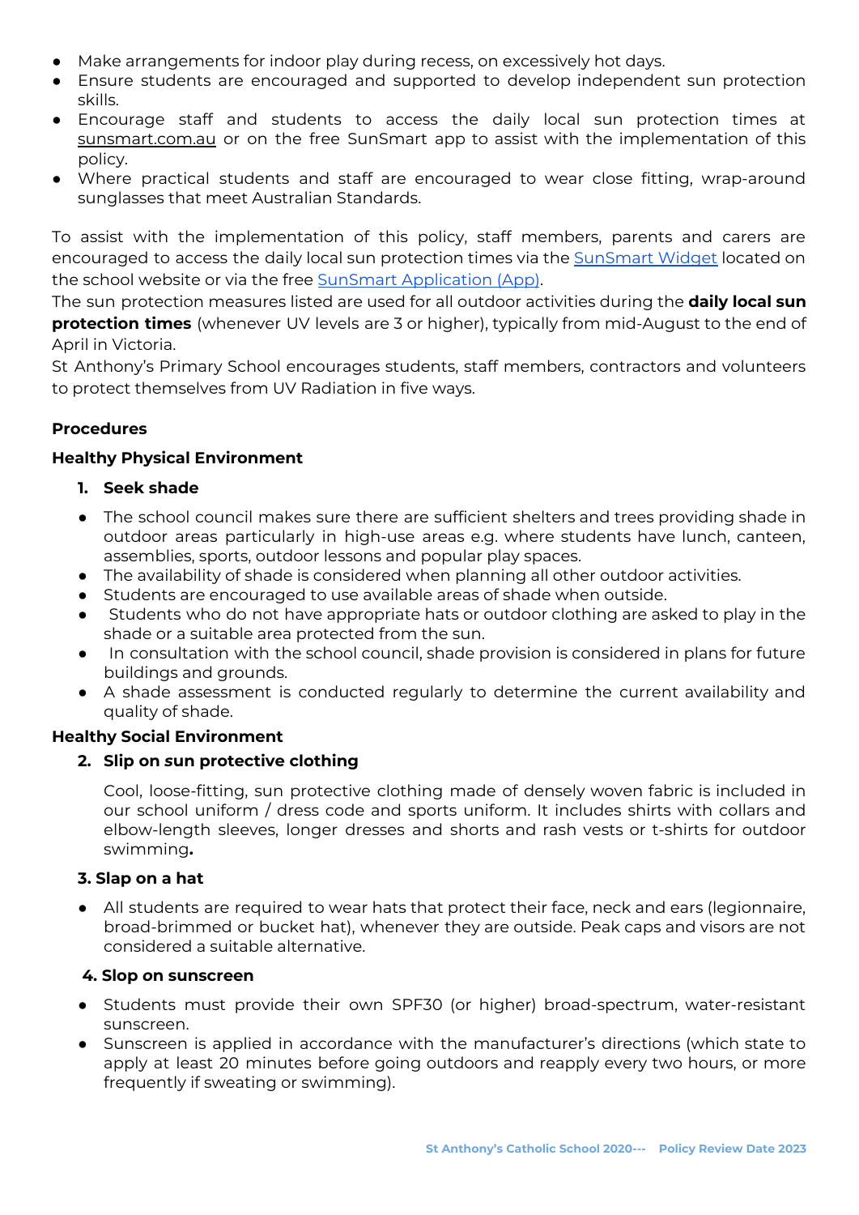- Make arrangements for indoor play during recess, on excessively hot days.
- Ensure students are encouraged and supported to develop independent sun protection skills.
- Encourage staff and students to access the daily local sun protection times at sunsmart.com.au or on the free SunSmart app to assist with the implementation of this policy.
- Where practical students and staff are encouraged to wear close fitting, wrap-around sunglasses that meet Australian Standards.

To assist with the implementation of this policy, staff members, parents and carers are encouraged to access the daily local sun protection times via the SunSmart Widget located on the school website or via the free SunSmart Application (App).

The sun protection measures listed are used for all outdoor activities during the **daily local sun protection times** (whenever UV levels are 3 or higher), typically from mid-August to the end of April in Victoria.

St Anthony's Primary School encourages students, staff members, contractors and volunteers to protect themselves from UV Radiation in five ways.

**Procedures**

**Healthy Physical Environment**

1. **Seek shade**

- The school council makes sure there are sufficient shelters and trees providing shade in outdoor areas particularly in high-use areas e.g. where students have lunch, canteen, assemblies, sports, outdoor lessons and popular play spaces.
- The availability of shade is considered when planning all other outdoor activities.
- Students are encouraged to use available areas of shade when outside.
- Students who do not have appropriate hats or outdoor clothing are asked to play in the shade or a suitable area protected from the sun.
- In consultation with the school council, shade provision is considered in plans for future buildings and grounds.
- A shade assessment is conducted regularly to determine the current availability and quality of shade.

**Healthy Social Environment**

2. **Slip on *sun* protective clothing**

Cool, loose-fitting, sun protective clothing made of densely woven fabric is included in our school uniform / dress code and sports uniform. It includes shirts with collars and elbow-length sleeves, longer dresses and shorts and rash vests or t-shirts for outdoor swimming**.**

**3. Slap on a hat**

- All students are required to wear hats that protect their face, neck and ears (legionnaire, broad-brimmed or bucket hat), whenever they are outside. Peak caps and visors are not considered a suitable alternative.

**4. Slop on sunscreen**

- Students must provide their own SPF30 (or higher) broad-spectrum, water-resistant sunscreen.
- Sunscreen is applied in accordance with the manufacturer's directions (which state to apply at least 20 minutes before going outdoors and reapply every two hours, or more frequently if sweating or swimming).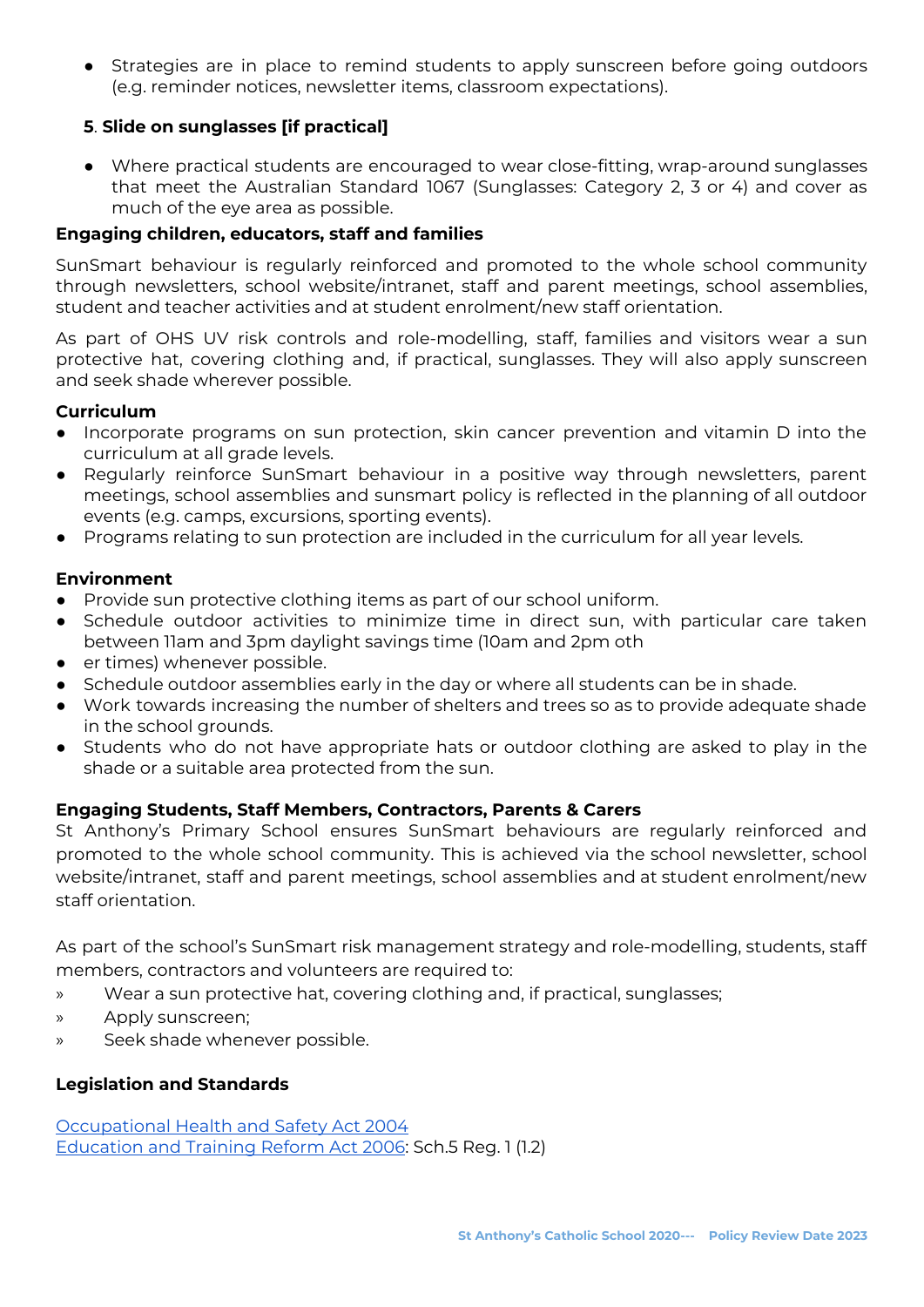- Strategies are in place to remind students to apply sunscreen before going outdoors (e.g. reminder notices, newsletter items, classroom expectations).

**5. Slide on sunglasses [if practical]**

- Where practical students are encouraged to wear close-fitting, wrap-around sunglasses that meet the Australian Standard 1067 (Sunglasses: Category 2, 3 or 4) and cover as much of the eye area as possible.

**Engaging children, educators, staff and families**

SunSmart behaviour is regularly reinforced and promoted to the whole school community through newsletters, school website/intranet, staff and parent meetings, school assemblies, student and teacher activities and at student enrolment/new staff orientation.

As part of OHS UV risk controls and role-modelling, staff, families and visitors wear a sun protective hat, covering clothing and, if practical, sunglasses. They will also apply sunscreen and seek shade wherever possible.

**Curriculum**

- Incorporate programs on sun protection, skin cancer prevention and vitamin D into the curriculum at all grade levels.
- Regularly reinforce SunSmart behaviour in a positive way through newsletters, parent meetings, school assemblies and sunsmart policy is reflected in the planning of all outdoor events (e.g. camps, excursions, sporting events).
- Programs relating to sun protection are included in the curriculum for all year levels.

**Environment**

- Provide sun protective clothing items as part of our school uniform.
- Schedule outdoor activities to minimize time in direct sun, with particular care taken between 11am and 3pm daylight savings time (10am and 2pm oth
- er times) whenever possible.
- Schedule outdoor assemblies early in the day or where all students can be in shade.
- Work towards increasing the number of shelters and trees so as to provide adequate shade in the school grounds.
- Students who do not have appropriate hats or outdoor clothing are asked to play in the shade or a suitable area protected from the sun.

**Engaging Students, Staff Members, Contractors, Parents & Carers**

St Anthony's Primary School ensures SunSmart behaviours are regularly reinforced and promoted to the whole school community. This is achieved via the school newsletter, school website/intranet, staff and parent meetings, school assemblies and at student enrolment/new staff orientation.

As part of the school's SunSmart risk management strategy and role-modelling, students, staff members, contractors and volunteers are required to:

» Wear a sun protective hat, covering clothing and, if practical, sunglasses;

» Apply sunscreen;

» Seek shade whenever possible.

**Legislation and Standards**

Occupational Health and Safety Act 2004
Education and Training Reform Act 2006: Sch.5 Reg. 1 (1.2)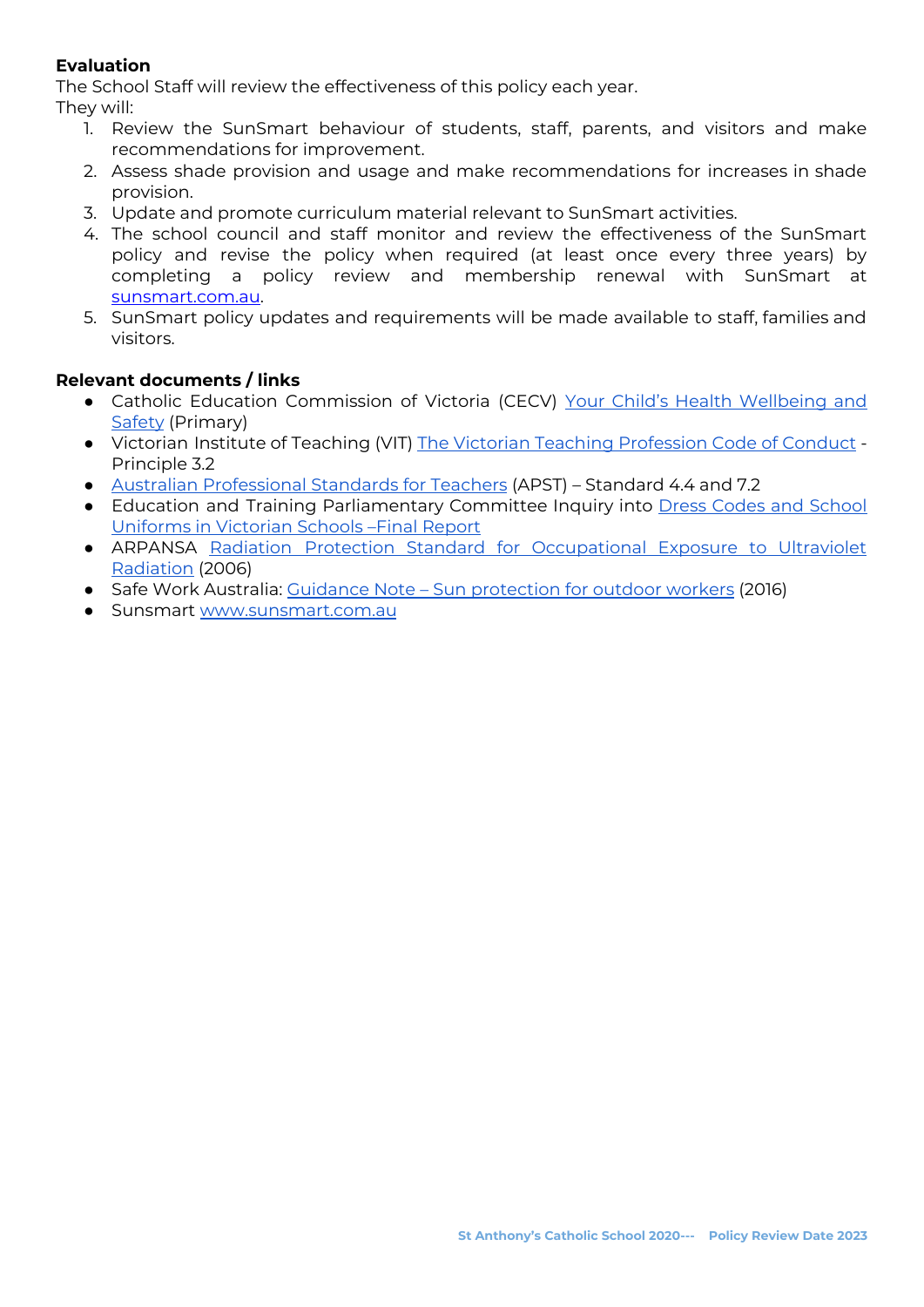**Evaluation**

The School Staff will review the effectiveness of this policy each year.

They will:

1. Review the SunSmart behaviour of students, staff, parents, and visitors and make recommendations for improvement.
2. Assess shade provision and usage and make recommendations for increases in shade provision.
3. Update and promote curriculum material relevant to SunSmart activities.
4. The school council and staff monitor and review the effectiveness of the SunSmart policy and revise the policy when required (at least once every three years) by completing a policy review and membership renewal with SunSmart at sunsmart.com.au.
5. SunSmart policy updates and requirements will be made available to staff, families and visitors.

**Relevant documents / links**

- Catholic Education Commission of Victoria (CECV) Your Child's Health Wellbeing and Safety (Primary)
- Victorian Institute of Teaching (VIT) The Victorian Teaching Profession Code of Conduct - Principle 3.2
- Australian Professional Standards for Teachers (APST) – Standard 4.4 and 7.2
- Education and Training Parliamentary Committee Inquiry into Dress Codes and School Uniforms in Victorian Schools –Final Report
- ARPANSA Radiation Protection Standard for Occupational Exposure to Ultraviolet Radiation (2006)
- Safe Work Australia: Guidance Note – Sun protection for outdoor workers (2016)
- Sunsmart www.sunsmart.com.au